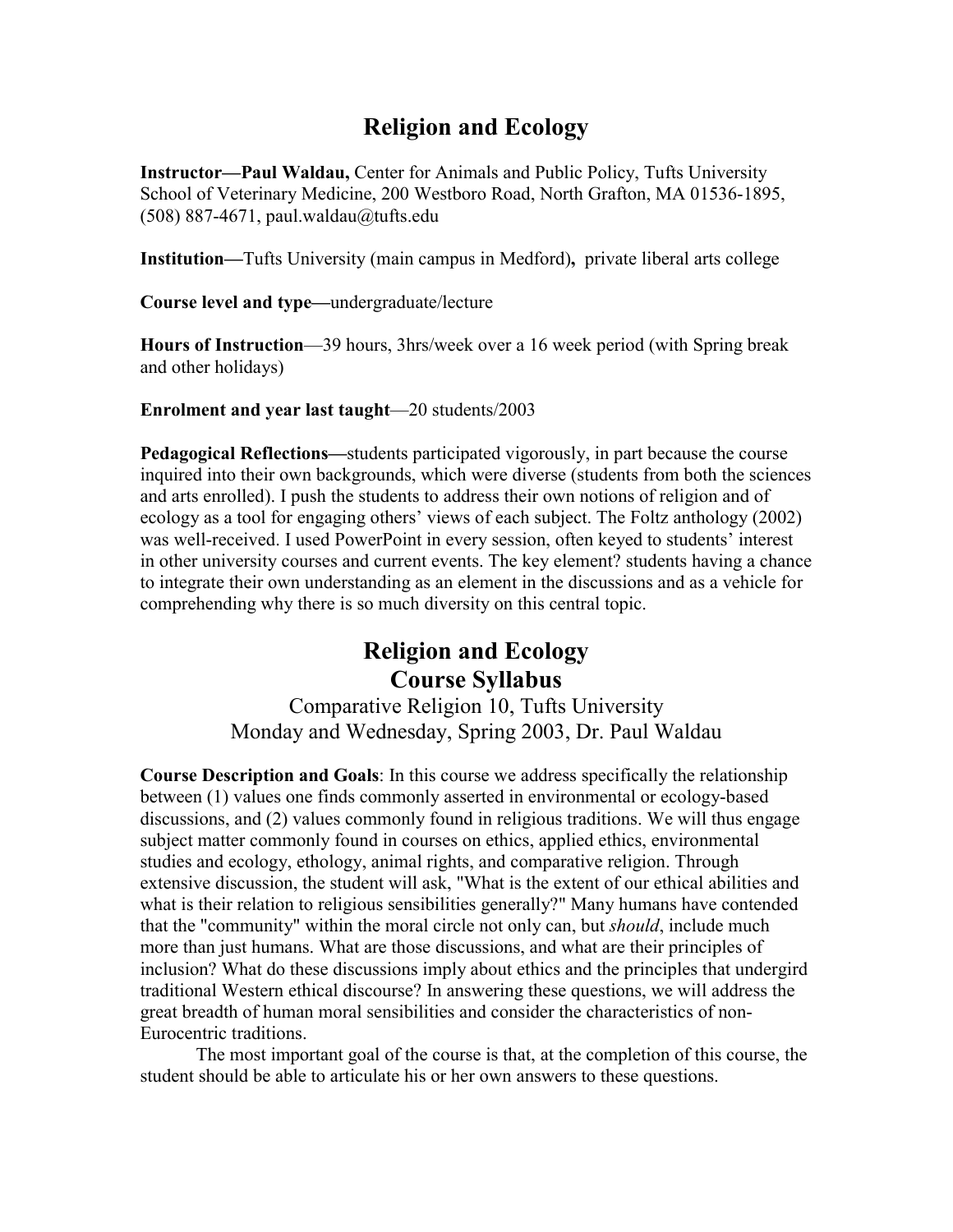# Religion and Ecology

**Instructor—Paul Waldau,** Center for Animals and Public Policy, Tufts University School of Veterinary Medicine, 200 Westboro Road, North Grafton, MA 01536-1895, (508) 887-4671, paul.waldau@tufts.edu

**Institution—**Tufts University (main campus in Medford)**,** private liberal arts college

**Course level and type—**undergraduate/lecture

**Hours of Instruction**—39 hours, 3hrs/week over a 16 week period (with Spring break and other holidays)

**Enrolment and year last taught**—20 students/2003

**Pedagogical Reflections—**students participated vigorously, in part because the course inquired into their own backgrounds, which were diverse (students from both the sciences and arts enrolled). I push the students to address their own notions of religion and of ecology as a tool for engaging others' views of each subject. The Foltz anthology (2002) was well-received. I used PowerPoint in every session, often keyed to students' interest in other university courses and current events. The key element? students having a chance to integrate their own understanding as an element in the discussions and as a vehicle for comprehending why there is so much diversity on this central topic.

# Religion and Ecology
# Course Syllabus

Comparative Religion 10, Tufts University
Monday and Wednesday, Spring 2003, Dr. Paul Waldau

**Course Description and Goals**: In this course we address specifically the relationship between (1) values one finds commonly asserted in environmental or ecology-based discussions, and (2) values commonly found in religious traditions. We will thus engage subject matter commonly found in courses on ethics, applied ethics, environmental studies and ecology, ethology, animal rights, and comparative religion. Through extensive discussion, the student will ask, "What is the extent of our ethical abilities and what is their relation to religious sensibilities generally?" Many humans have contended that the "community" within the moral circle not only can, but *should*, include much more than just humans. What are those discussions, and what are their principles of inclusion? What do these discussions imply about ethics and the principles that undergird traditional Western ethical discourse? In answering these questions, we will address the great breadth of human moral sensibilities and consider the characteristics of non-Eurocentric traditions.

The most important goal of the course is that, at the completion of this course, the student should be able to articulate his or her own answers to these questions.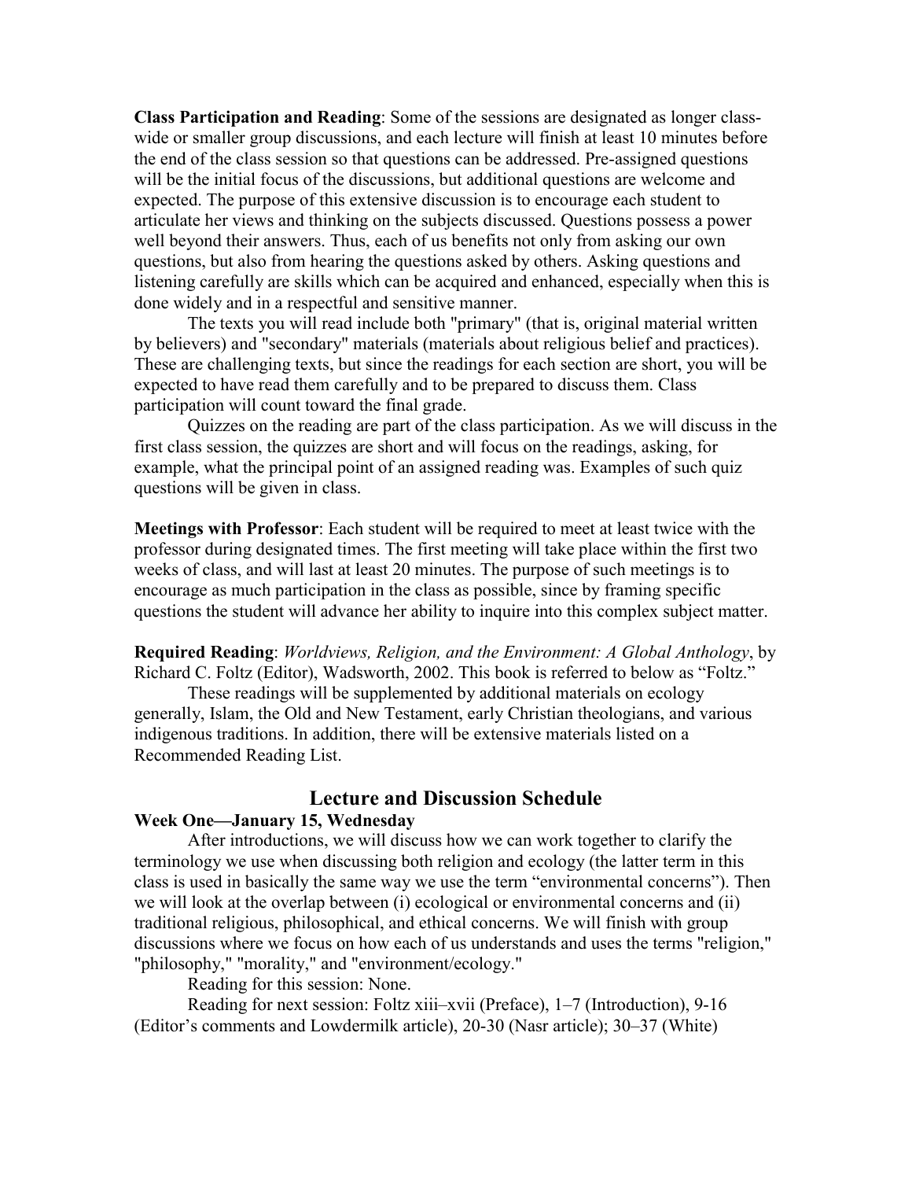**Class Participation and Reading**: Some of the sessions are designated as longer class-wide or smaller group discussions, and each lecture will finish at least 10 minutes before the end of the class session so that questions can be addressed. Pre-assigned questions will be the initial focus of the discussions, but additional questions are welcome and expected. The purpose of this extensive discussion is to encourage each student to articulate her views and thinking on the subjects discussed. Questions possess a power well beyond their answers. Thus, each of us benefits not only from asking our own questions, but also from hearing the questions asked by others. Asking questions and listening carefully are skills which can be acquired and enhanced, especially when this is done widely and in a respectful and sensitive manner.

The texts you will read include both "primary" (that is, original material written by believers) and "secondary" materials (materials about religious belief and practices). These are challenging texts, but since the readings for each section are short, you will be expected to have read them carefully and to be prepared to discuss them. Class participation will count toward the final grade.

Quizzes on the reading are part of the class participation. As we will discuss in the first class session, the quizzes are short and will focus on the readings, asking, for example, what the principal point of an assigned reading was. Examples of such quiz questions will be given in class.

**Meetings with Professor**: Each student will be required to meet at least twice with the professor during designated times. The first meeting will take place within the first two weeks of class, and will last at least 20 minutes. The purpose of such meetings is to encourage as much participation in the class as possible, since by framing specific questions the student will advance her ability to inquire into this complex subject matter.

**Required Reading**: *Worldviews, Religion, and the Environment: A Global Anthology*, by Richard C. Foltz (Editor), Wadsworth, 2002. This book is referred to below as "Foltz."

These readings will be supplemented by additional materials on ecology generally, Islam, the Old and New Testament, early Christian theologians, and various indigenous traditions. In addition, there will be extensive materials listed on a Recommended Reading List.

## Lecture and Discussion Schedule

### Week One—January 15, Wednesday

After introductions, we will discuss how we can work together to clarify the terminology we use when discussing both religion and ecology (the latter term in this class is used in basically the same way we use the term "environmental concerns"). Then we will look at the overlap between (i) ecological or environmental concerns and (ii) traditional religious, philosophical, and ethical concerns. We will finish with group discussions where we focus on how each of us understands and uses the terms "religion," "philosophy," "morality," and "environment/ecology."

Reading for this session: None.

Reading for next session: Foltz xiii–xvii (Preface), 1–7 (Introduction), 9-16 (Editor's comments and Lowdermilk article), 20-30 (Nasr article); 30–37 (White)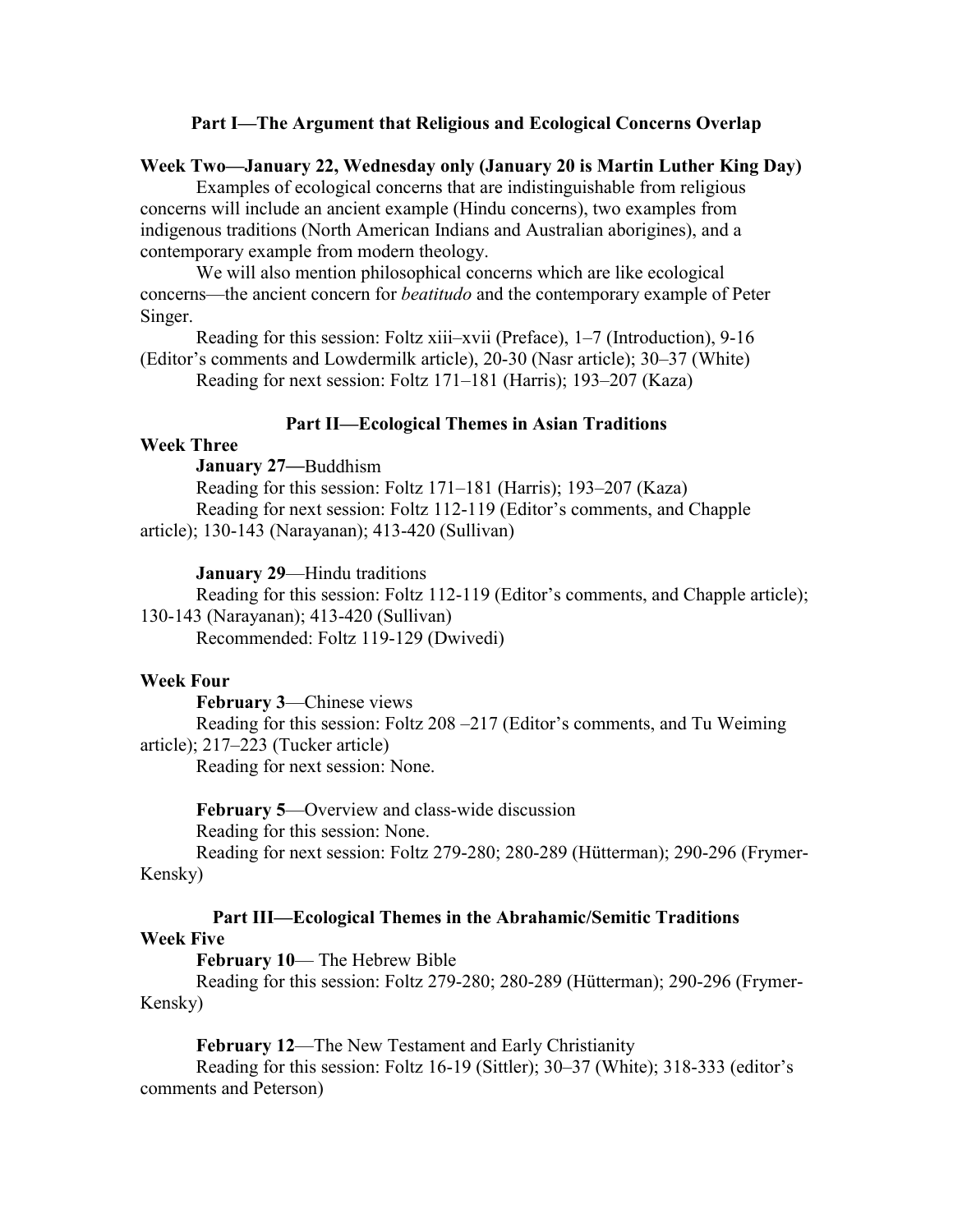## Part I—The Argument that Religious and Ecological Concerns Overlap

**Week Two—January 22, Wednesday only (January 20 is Martin Luther King Day)**

Examples of ecological concerns that are indistinguishable from religious concerns will include an ancient example (Hindu concerns), two examples from indigenous traditions (North American Indians and Australian aborigines), and a contemporary example from modern theology.

We will also mention philosophical concerns which are like ecological concerns—the ancient concern for *beatitudo* and the contemporary example of Peter Singer.

Reading for this session: Foltz xiii–xvii (Preface), 1–7 (Introduction), 9-16 (Editor's comments and Lowdermilk article), 20-30 (Nasr article); 30–37 (White)

Reading for next session: Foltz 171–181 (Harris); 193–207 (Kaza)

## Part II—Ecological Themes in Asian Traditions

**Week Three**

**January 27—**Buddhism

Reading for this session: Foltz 171–181 (Harris); 193–207 (Kaza)

Reading for next session: Foltz 112-119 (Editor's comments, and Chapple article); 130-143 (Narayanan); 413-420 (Sullivan)

**January 29**—Hindu traditions

Reading for this session: Foltz 112-119 (Editor's comments, and Chapple article); 130-143 (Narayanan); 413-420 (Sullivan)

Recommended: Foltz 119-129 (Dwivedi)

**Week Four**

**February 3**—Chinese views

Reading for this session: Foltz 208 –217 (Editor's comments, and Tu Weiming article); 217–223 (Tucker article)

Reading for next session: None.

**February 5**—Overview and class-wide discussion

Reading for this session: None.

Reading for next session: Foltz 279-280; 280-289 (Hütterman); 290-296 (Frymer-Kensky)

## Part III—Ecological Themes in the Abrahamic/Semitic Traditions

**Week Five**

**February 10**— The Hebrew Bible

Reading for this session: Foltz 279-280; 280-289 (Hütterman); 290-296 (Frymer-Kensky)

**February 12**—The New Testament and Early Christianity

Reading for this session: Foltz 16-19 (Sittler); 30–37 (White); 318-333 (editor's comments and Peterson)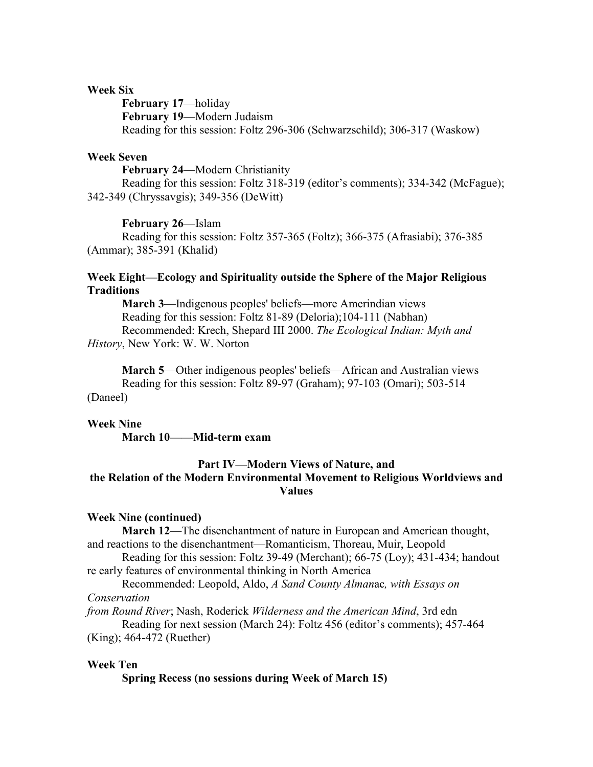**Week Six**

**February 17**—holiday

**February 19**—Modern Judaism

Reading for this session: Foltz 296-306 (Schwarzschild); 306-317 (Waskow)

**Week Seven**

**February 24**—Modern Christianity

Reading for this session: Foltz 318-319 (editor's comments); 334-342 (McFague); 342-349 (Chryssavgis); 349-356 (DeWitt)

**February 26**—Islam

Reading for this session: Foltz 357-365 (Foltz); 366-375 (Afrasiabi); 376-385 (Ammar); 385-391 (Khalid)

**Week Eight—Ecology and Spirituality outside the Sphere of the Major Religious Traditions**

**March 3**—Indigenous peoples' beliefs—more Amerindian views

Reading for this session: Foltz 81-89 (Deloria);104-111 (Nabhan)

Recommended: Krech, Shepard III 2000. *The Ecological Indian: Myth and History*, New York: W. W. Norton

**March 5**—Other indigenous peoples' beliefs—African and Australian views

Reading for this session: Foltz 89-97 (Graham); 97-103 (Omari); 503-514 (Daneel)

**Week Nine**

**March 10——Mid-term exam**

**Part IV—Modern Views of Nature, and the Relation of the Modern Environmental Movement to Religious Worldviews and Values**

**Week Nine (continued)**

**March 12**—The disenchantment of nature in European and American thought, and reactions to the disenchantment—Romanticism, Thoreau, Muir, Leopold

Reading for this session: Foltz 39-49 (Merchant); 66-75 (Loy); 431-434; handout re early features of environmental thinking in North America

Recommended: Leopold, Aldo, *A Sand County Almanac, with Essays on Conservation from Round River*; Nash, Roderick *Wilderness and the American Mind*, 3rd edn

Reading for next session (March 24): Foltz 456 (editor's comments); 457-464 (King); 464-472 (Ruether)

**Week Ten**

**Spring Recess (no sessions during Week of March 15)**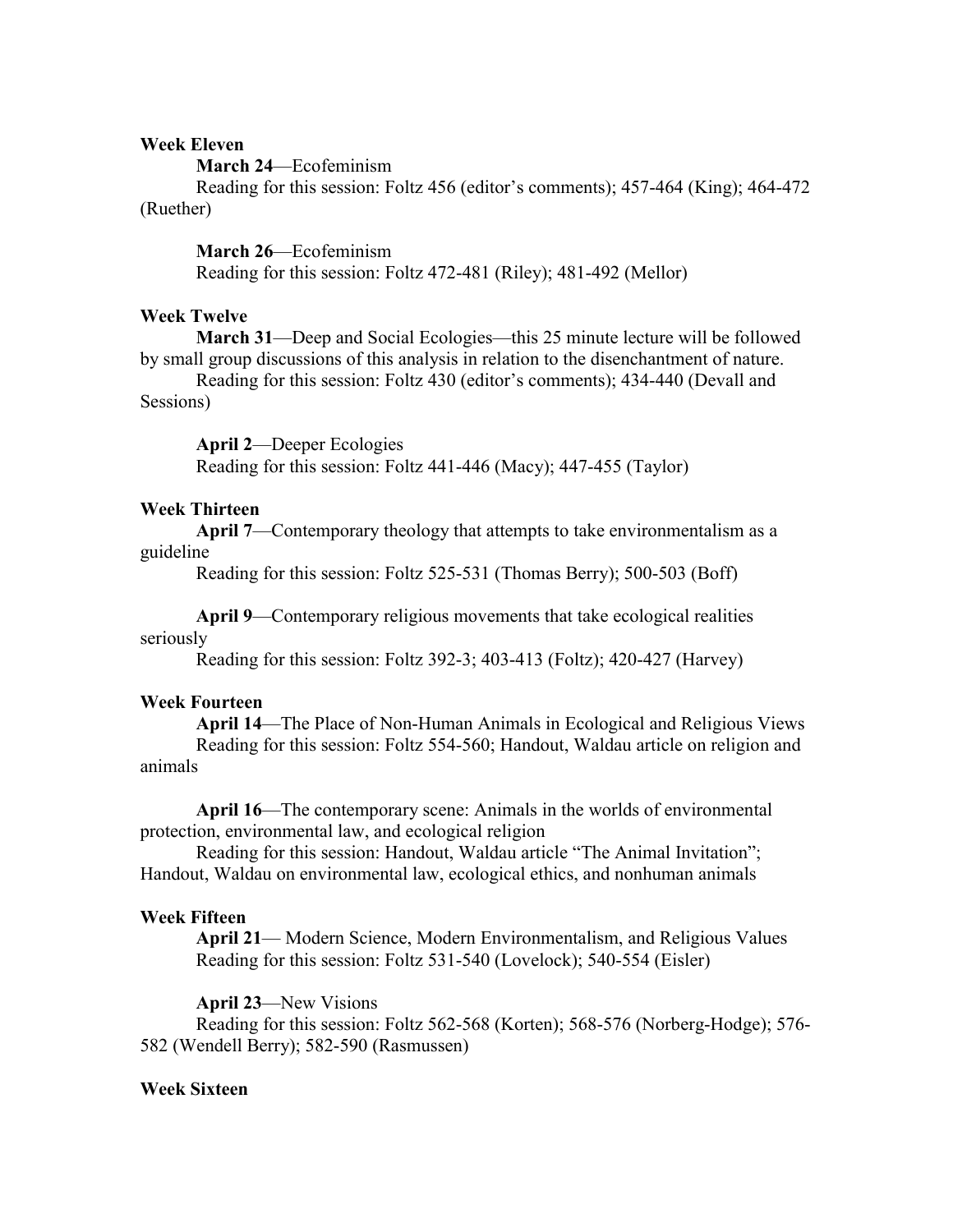**Week Eleven**

**March 24**—Ecofeminism

Reading for this session: Foltz 456 (editor's comments); 457-464 (King); 464-472 (Ruether)

**March 26**—Ecofeminism

Reading for this session: Foltz 472-481 (Riley); 481-492 (Mellor)

**Week Twelve**

**March 31**—Deep and Social Ecologies—this 25 minute lecture will be followed by small group discussions of this analysis in relation to the disenchantment of nature.

Reading for this session: Foltz 430 (editor's comments); 434-440 (Devall and Sessions)

**April 2**—Deeper Ecologies

Reading for this session: Foltz 441-446 (Macy); 447-455 (Taylor)

**Week Thirteen**

**April 7**—Contemporary theology that attempts to take environmentalism as a guideline

Reading for this session: Foltz 525-531 (Thomas Berry); 500-503 (Boff)

**April 9**—Contemporary religious movements that take ecological realities seriously

Reading for this session: Foltz 392-3; 403-413 (Foltz); 420-427 (Harvey)

**Week Fourteen**

**April 14**—The Place of Non-Human Animals in Ecological and Religious Views

Reading for this session: Foltz 554-560; Handout, Waldau article on religion and animals

**April 16**—The contemporary scene: Animals in the worlds of environmental protection, environmental law, and ecological religion

Reading for this session: Handout, Waldau article "The Animal Invitation"; Handout, Waldau on environmental law, ecological ethics, and nonhuman animals

**Week Fifteen**

**April 21**— Modern Science, Modern Environmentalism, and Religious Values

Reading for this session: Foltz 531-540 (Lovelock); 540-554 (Eisler)

**April 23**—New Visions

Reading for this session: Foltz 562-568 (Korten); 568-576 (Norberg-Hodge); 576-582 (Wendell Berry); 582-590 (Rasmussen)

**Week Sixteen**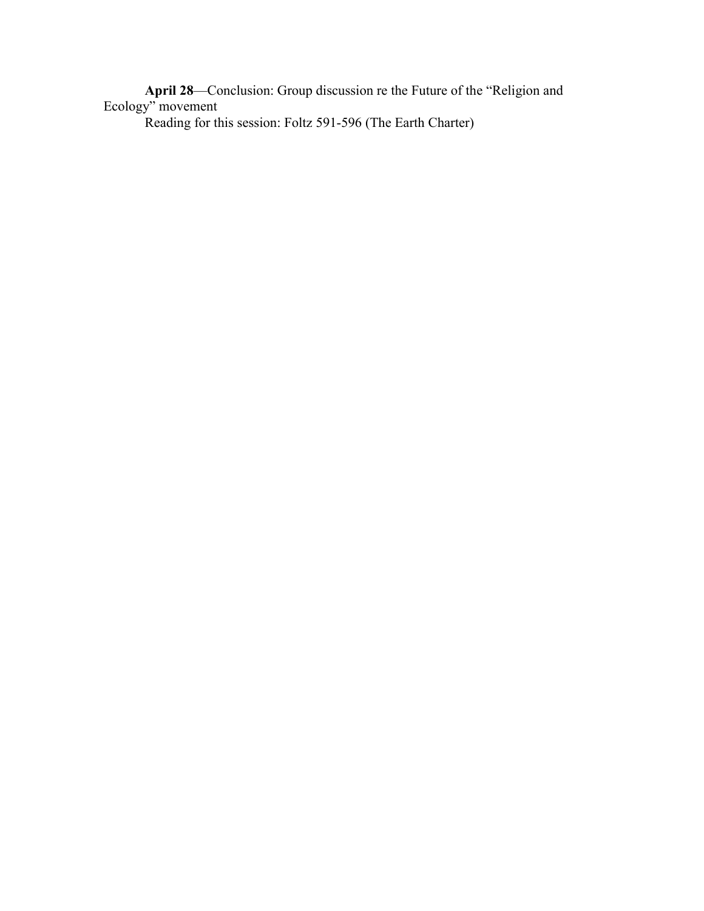**April 28**—Conclusion: Group discussion re the Future of the "Religion and Ecology" movement

Reading for this session: Foltz 591-596 (The Earth Charter)